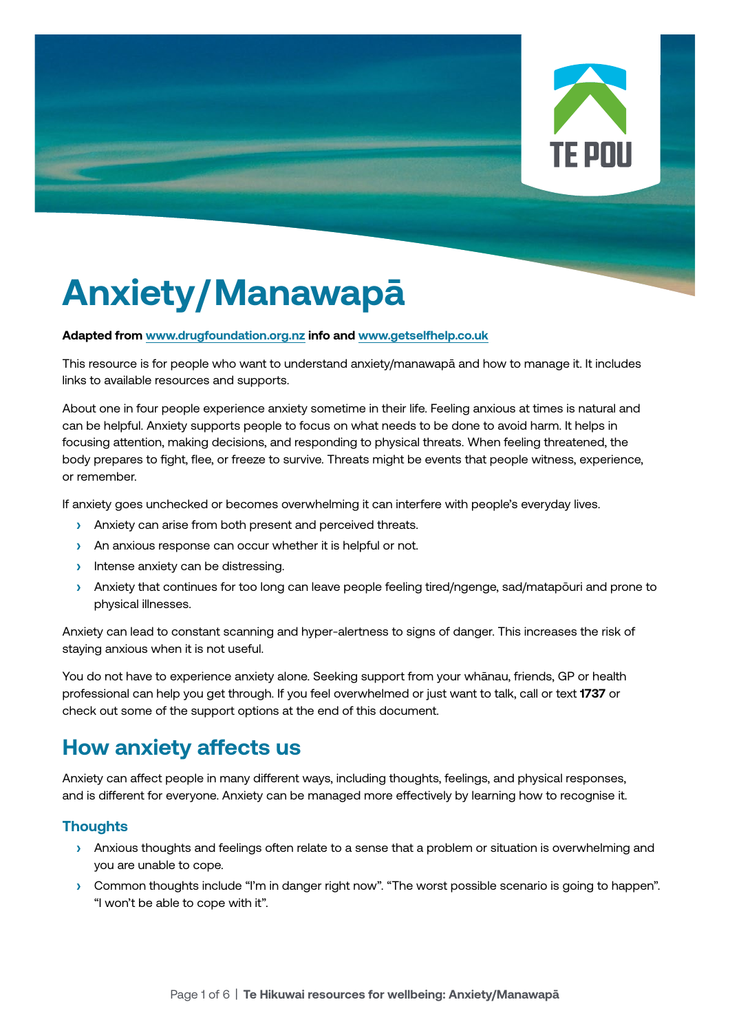# Anxiety/Manawapā

**Adapted from www.drugfoundation.org.nz info and www.getselfhelp.co.uk**

This resource is for people who want to understand anxiety/manawapā and how to manage it. It includes links to available resources and supports.

About one in four people experience anxiety sometime in their life. Feeling anxious at times is natural and can be helpful. Anxiety supports people to focus on what needs to be done to avoid harm. It helps in focusing attention, making decisions, and responding to physical threats. When feeling threatened, the body prepares to fight, flee, or freeze to survive. Threats might be events that people witness, experience, or remember.

If anxiety goes unchecked or becomes overwhelming it can interfere with people's everyday lives.

- Anxiety can arise from both present and perceived threats.
- An anxious response can occur whether it is helpful or not.
- Intense anxiety can be distressing.
- Anxiety that continues for too long can leave people feeling tired/ngenge, sad/matapōuri and prone to physical illnesses.

Anxiety can lead to constant scanning and hyper-alertness to signs of danger. This increases the risk of staying anxious when it is not useful.

You do not have to experience anxiety alone. Seeking support from your whānau, friends, GP or health professional can help you get through. If you feel overwhelmed or just want to talk, call or text **1737** or check out some of the support options at the end of this document.

## How anxiety affects us

Anxiety can affect people in many different ways, including thoughts, feelings, and physical responses, and is different for everyone. Anxiety can be managed more effectively by learning how to recognise it.

### Thoughts

- Anxious thoughts and feelings often relate to a sense that a problem or situation is overwhelming and you are unable to cope.
- Common thoughts include "I'm in danger right now". "The worst possible scenario is going to happen". "I won't be able to cope with it".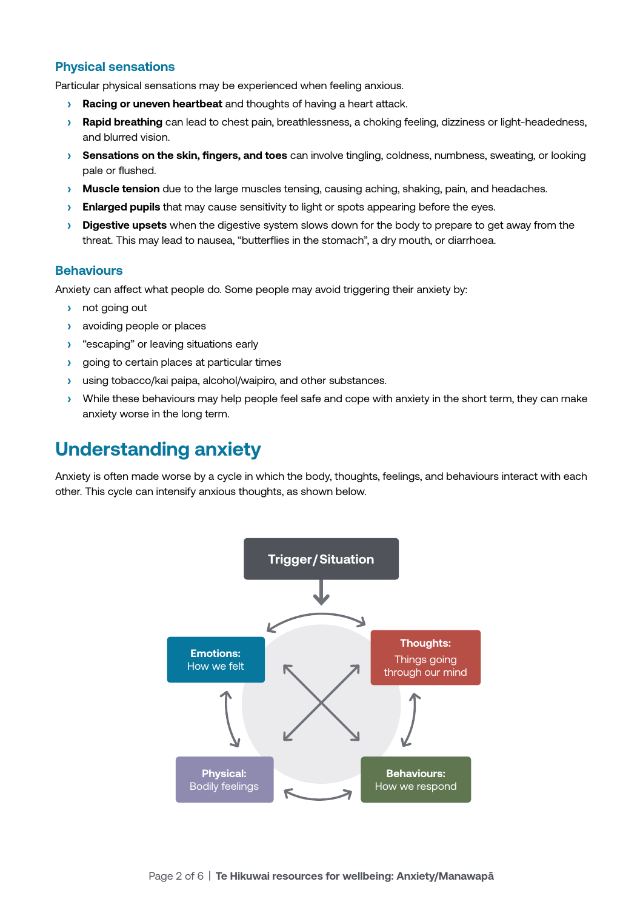### Physical sensations

Particular physical sensations may be experienced when feeling anxious.

- **Racing or uneven heartbeat** and thoughts of having a heart attack.
- **Rapid breathing** can lead to chest pain, breathlessness, a choking feeling, dizziness or light-headedness, and blurred vision.
- **Sensations on the skin, fingers, and toes** can involve tingling, coldness, numbness, sweating, or looking pale or flushed.
- **Muscle tension** due to the large muscles tensing, causing aching, shaking, pain, and headaches.
- **Enlarged pupils** that may cause sensitivity to light or spots appearing before the eyes.
- **Digestive upsets** when the digestive system slows down for the body to prepare to get away from the threat. This may lead to nausea, "butterflies in the stomach", a dry mouth, or diarrhoea.

### Behaviours

Anxiety can affect what people do. Some people may avoid triggering their anxiety by:

- not going out
- avoiding people or places
- "escaping" or leaving situations early
- going to certain places at particular times
- using tobacco/kai paipa, alcohol/waipiro, and other substances.
- While these behaviours may help people feel safe and cope with anxiety in the short term, they can make anxiety worse in the long term.

## Understanding anxiety

Anxiety is often made worse by a cycle in which the body, thoughts, feelings, and behaviours interact with each other. This cycle can intensify anxious thoughts, as shown below.

**Trigger/Situation**

**Emotions:** How we felt

**Thoughts:** Things going through our mind

**Physical:** Bodily feelings

**Behaviours:** How we respond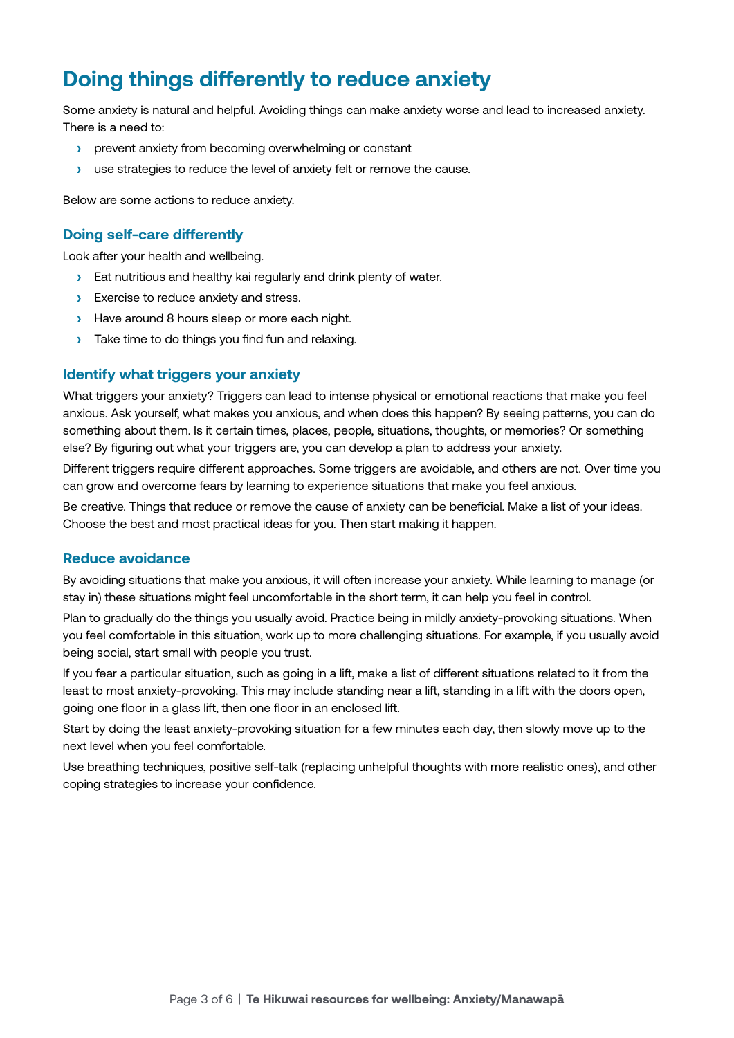# Doing things differently to reduce anxiety

Some anxiety is natural and helpful. Avoiding things can make anxiety worse and lead to increased anxiety. There is a need to:

- prevent anxiety from becoming overwhelming or constant
- use strategies to reduce the level of anxiety felt or remove the cause.

Below are some actions to reduce anxiety.

## Doing self-care differently

Look after your health and wellbeing.

- Eat nutritious and healthy kai regularly and drink plenty of water.
- Exercise to reduce anxiety and stress.
- Have around 8 hours sleep or more each night.
- Take time to do things you find fun and relaxing.

## Identify what triggers your anxiety

What triggers your anxiety? Triggers can lead to intense physical or emotional reactions that make you feel anxious. Ask yourself, what makes you anxious, and when does this happen? By seeing patterns, you can do something about them. Is it certain times, places, people, situations, thoughts, or memories? Or something else? By figuring out what your triggers are, you can develop a plan to address your anxiety.

Different triggers require different approaches. Some triggers are avoidable, and others are not. Over time you can grow and overcome fears by learning to experience situations that make you feel anxious.

Be creative. Things that reduce or remove the cause of anxiety can be beneficial. Make a list of your ideas. Choose the best and most practical ideas for you. Then start making it happen.

## Reduce avoidance

By avoiding situations that make you anxious, it will often increase your anxiety. While learning to manage (or stay in) these situations might feel uncomfortable in the short term, it can help you feel in control.

Plan to gradually do the things you usually avoid. Practice being in mildly anxiety-provoking situations. When you feel comfortable in this situation, work up to more challenging situations. For example, if you usually avoid being social, start small with people you trust.

If you fear a particular situation, such as going in a lift, make a list of different situations related to it from the least to most anxiety-provoking. This may include standing near a lift, standing in a lift with the doors open, going one floor in a glass lift, then one floor in an enclosed lift.

Start by doing the least anxiety-provoking situation for a few minutes each day, then slowly move up to the next level when you feel comfortable.

Use breathing techniques, positive self-talk (replacing unhelpful thoughts with more realistic ones), and other coping strategies to increase your confidence.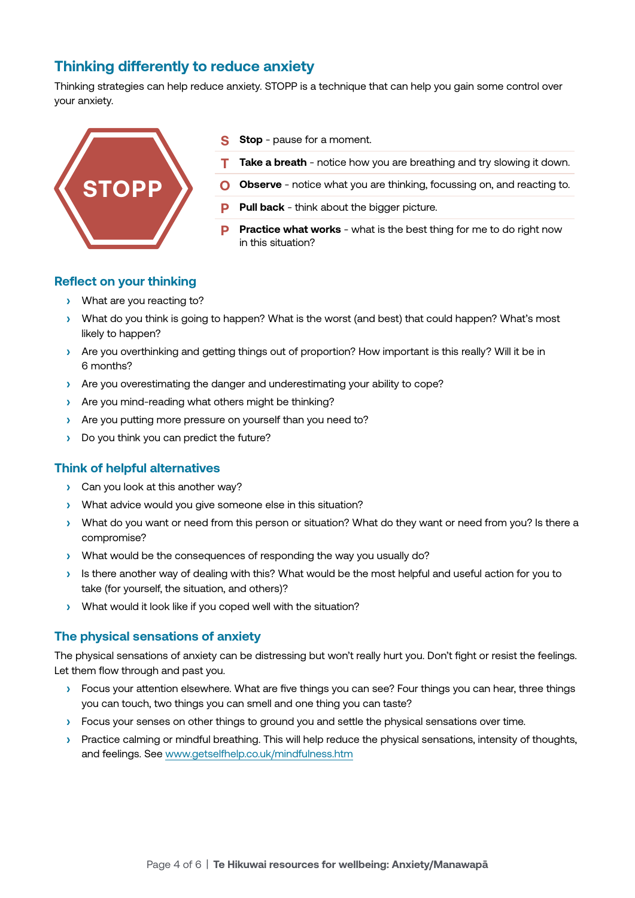## Thinking differently to reduce anxiety

Thinking strategies can help reduce anxiety. STOPP is a technique that can help you gain some control over your anxiety.

STOPP

- **S** **Stop** - pause for a moment.
- **T** **Take a breath** - notice how you are breathing and try slowing it down.
- **O** **Observe** - notice what you are thinking, focussing on, and reacting to.
- **P** **Pull back** - think about the bigger picture.
- **P** **Practice what works** - what is the best thing for me to do right now in this situation?

### Reflect on your thinking

- What are you reacting to?
- What do you think is going to happen? What is the worst (and best) that could happen? What's most likely to happen?
- Are you overthinking and getting things out of proportion? How important is this really? Will it be in 6 months?
- Are you overestimating the danger and underestimating your ability to cope?
- Are you mind-reading what others might be thinking?
- Are you putting more pressure on yourself than you need to?
- Do you think you can predict the future?

### Think of helpful alternatives

- Can you look at this another way?
- What advice would you give someone else in this situation?
- What do you want or need from this person or situation? What do they want or need from you? Is there a compromise?
- What would be the consequences of responding the way you usually do?
- Is there another way of dealing with this? What would be the most helpful and useful action for you to take (for yourself, the situation, and others)?
- What would it look like if you coped well with the situation?

### The physical sensations of anxiety

The physical sensations of anxiety can be distressing but won't really hurt you. Don't fight or resist the feelings. Let them flow through and past you.

- Focus your attention elsewhere. What are five things you can see? Four things you can hear, three things you can touch, two things you can smell and one thing you can taste?
- Focus your senses on other things to ground you and settle the physical sensations over time.
- Practice calming or mindful breathing. This will help reduce the physical sensations, intensity of thoughts, and feelings. See www.getselfhelp.co.uk/mindfulness.htm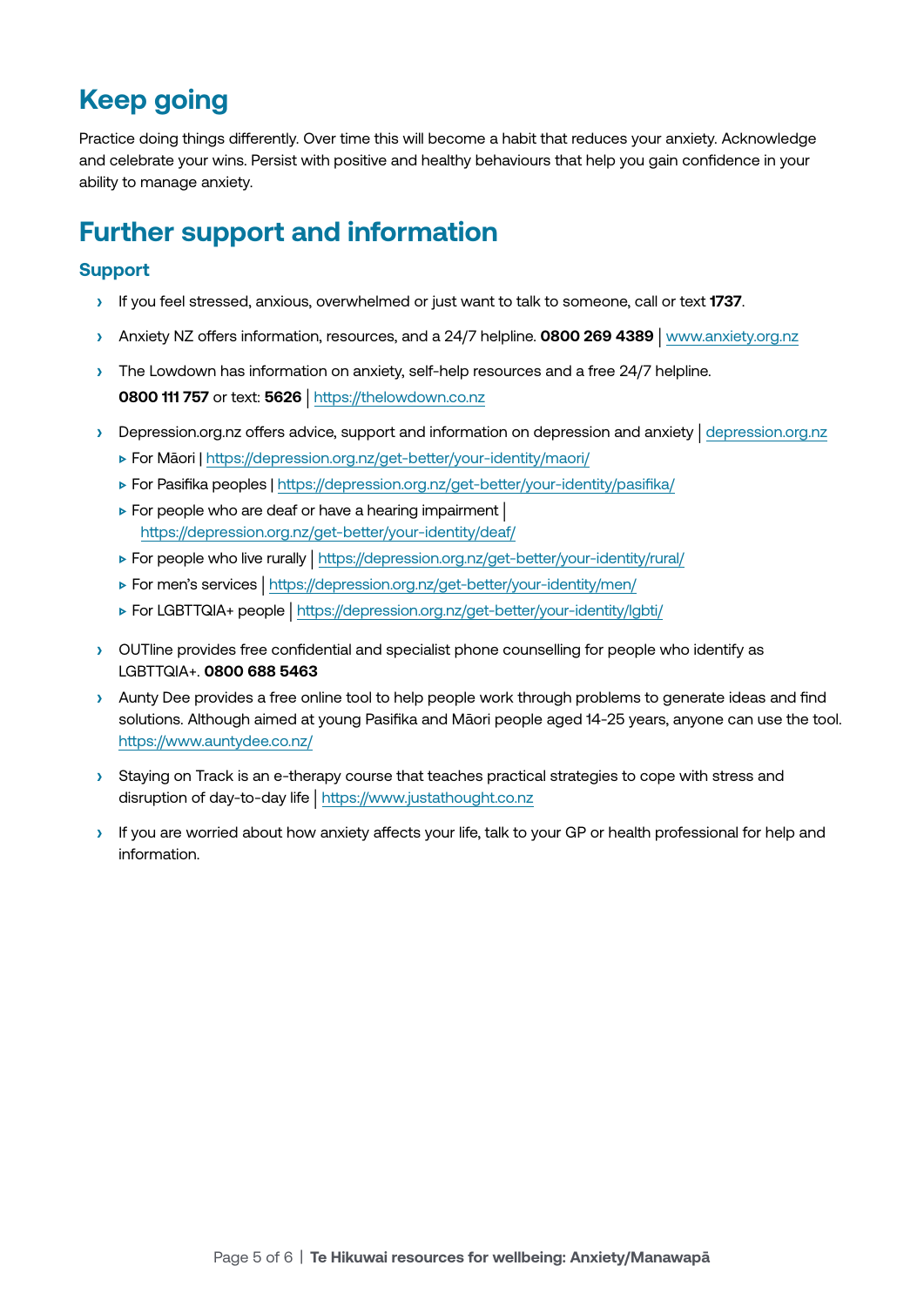## Keep going

Practice doing things differently. Over time this will become a habit that reduces your anxiety. Acknowledge and celebrate your wins. Persist with positive and healthy behaviours that help you gain confidence in your ability to manage anxiety.

## Further support and information

### Support

- If you feel stressed, anxious, overwhelmed or just want to talk to someone, call or text **1737**.
- Anxiety NZ offers information, resources, and a 24/7 helpline. **0800 269 4389** | www.anxiety.org.nz
- The Lowdown has information on anxiety, self-help resources and a free 24/7 helpline. **0800 111 757** or text: **5626** | https://thelowdown.co.nz
- Depression.org.nz offers advice, support and information on depression and anxiety | depression.org.nz
  - For Māori | https://depression.org.nz/get-better/your-identity/maori/
  - For Pasifika peoples | https://depression.org.nz/get-better/your-identity/pasifika/
  - For people who are deaf or have a hearing impairment | https://depression.org.nz/get-better/your-identity/deaf/
  - For people who live rurally | https://depression.org.nz/get-better/your-identity/rural/
  - For men's services | https://depression.org.nz/get-better/your-identity/men/
  - For LGBTTQIA+ people | https://depression.org.nz/get-better/your-identity/lgbti/
- OUTline provides free confidential and specialist phone counselling for people who identify as LGBTTQIA+. **0800 688 5463**
- Aunty Dee provides a free online tool to help people work through problems to generate ideas and find solutions. Although aimed at young Pasifika and Māori people aged 14-25 years, anyone can use the tool. https://www.auntydee.co.nz/
- Staying on Track is an e-therapy course that teaches practical strategies to cope with stress and disruption of day-to-day life | https://www.justathought.co.nz
- If you are worried about how anxiety affects your life, talk to your GP or health professional for help and information.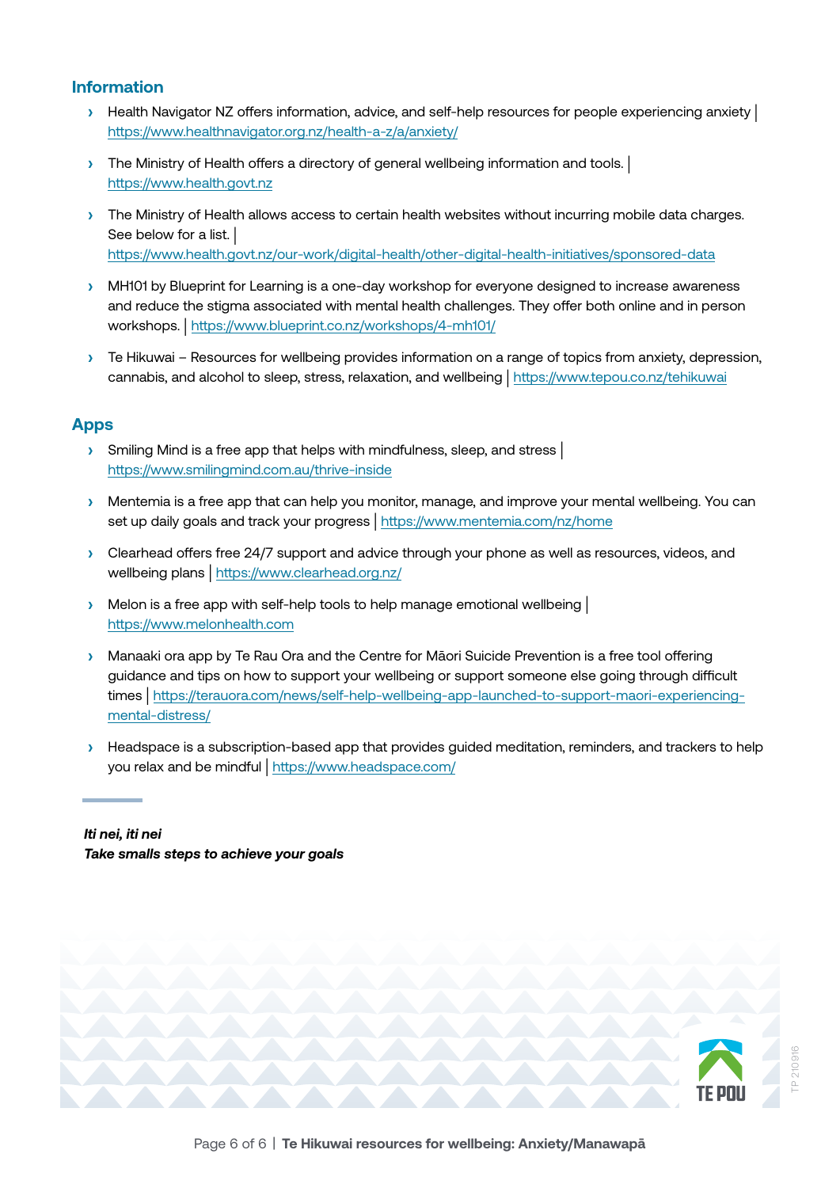## Information

- Health Navigator NZ offers information, advice, and self-help resources for people experiencing anxiety | https://www.healthnavigator.org.nz/health-a-z/a/anxiety/
- The Ministry of Health offers a directory of general wellbeing information and tools. | https://www.health.govt.nz
- The Ministry of Health allows access to certain health websites without incurring mobile data charges. See below for a list. | https://www.health.govt.nz/our-work/digital-health/other-digital-health-initiatives/sponsored-data
- MH101 by Blueprint for Learning is a one-day workshop for everyone designed to increase awareness and reduce the stigma associated with mental health challenges. They offer both online and in person workshops. | https://www.blueprint.co.nz/workshops/4-mh101/
- Te Hikuwai – Resources for wellbeing provides information on a range of topics from anxiety, depression, cannabis, and alcohol to sleep, stress, relaxation, and wellbeing | https://www.tepou.co.nz/tehikuwai

## Apps

- Smiling Mind is a free app that helps with mindfulness, sleep, and stress | https://www.smilingmind.com.au/thrive-inside
- Mentemia is a free app that can help you monitor, manage, and improve your mental wellbeing. You can set up daily goals and track your progress | https://www.mentemia.com/nz/home
- Clearhead offers free 24/7 support and advice through your phone as well as resources, videos, and wellbeing plans | https://www.clearhead.org.nz/
- Melon is a free app with self-help tools to help manage emotional wellbeing | https://www.melonhealth.com
- Manaaki ora app by Te Rau Ora and the Centre for Māori Suicide Prevention is a free tool offering guidance and tips on how to support your wellbeing or support someone else going through difficult times | https://terauora.com/news/self-help-wellbeing-app-launched-to-support-maori-experiencing-mental-distress/
- Headspace is a subscription-based app that provides guided meditation, reminders, and trackers to help you relax and be mindful | https://www.headspace.com/

***Iti nei, iti nei***
***Take smalls steps to achieve your goals***

TE POU

TP 210916